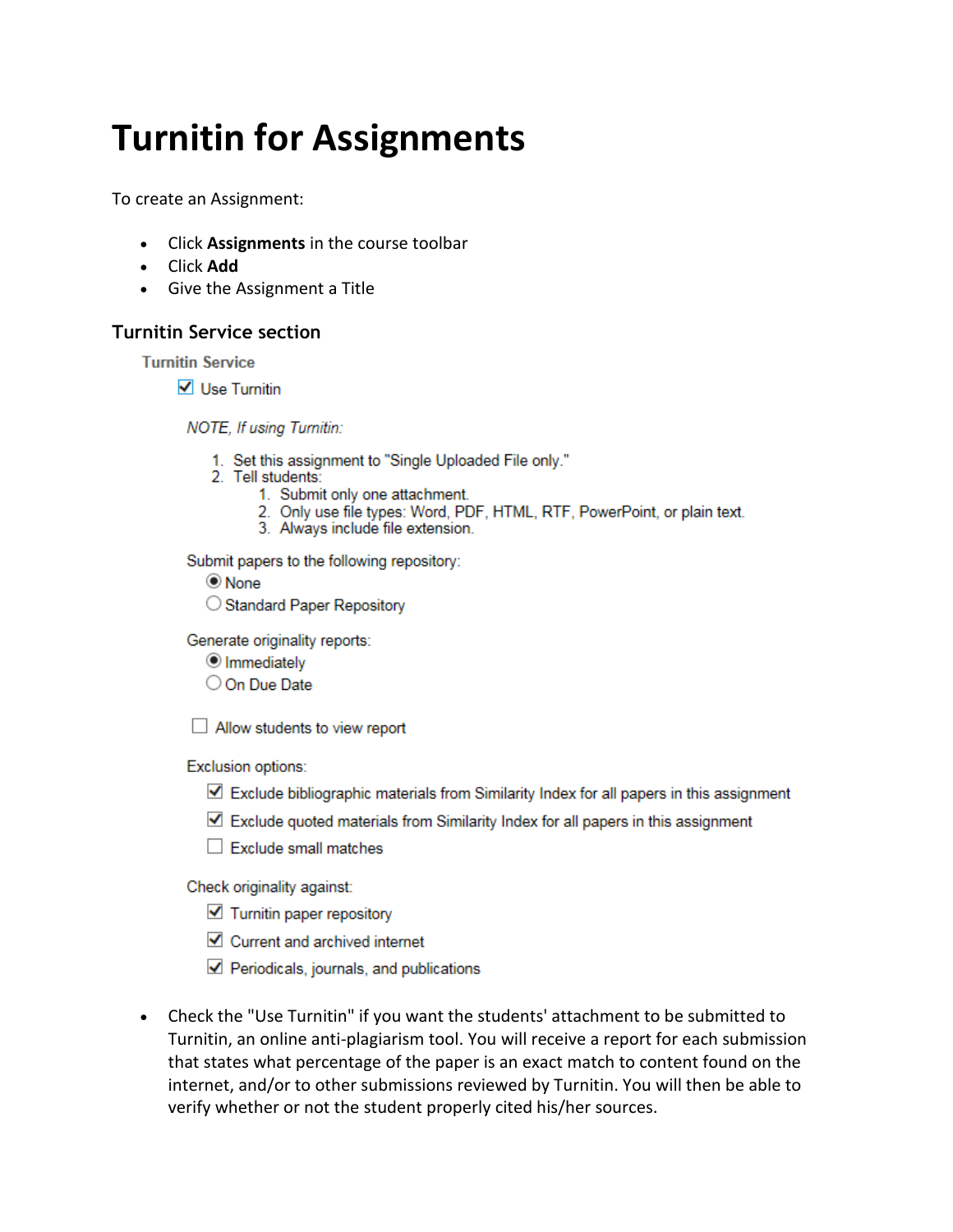# Turnitin for Assignments

To create an Assignment:

- Click **Assignments** in the course toolbar
- Click **Add**
- Give the Assignment a Title

## Turnitin Service section

Turnitin Service

☑ Use Turnitin

*NOTE, If using Turnitin:*

1. Set this assignment to "Single Uploaded File only."
2. Tell students:
   1. Submit only one attachment.
   2. Only use file types: Word, PDF, HTML, RTF, PowerPoint, or plain text.
   3. Always include file extension.

Submit papers to the following repository:

◉ None
○ Standard Paper Repository

Generate originality reports:

◉ Immediately
○ On Due Date

☐ Allow students to view report

Exclusion options:

☑ Exclude bibliographic materials from Similarity Index for all papers in this assignment
☑ Exclude quoted materials from Similarity Index for all papers in this assignment
☐ Exclude small matches

Check originality against:

☑ Turnitin paper repository
☑ Current and archived internet
☑ Periodicals, journals, and publications

- Check the "Use Turnitin" if you want the students' attachment to be submitted to Turnitin, an online anti-plagiarism tool. You will receive a report for each submission that states what percentage of the paper is an exact match to content found on the internet, and/or to other submissions reviewed by Turnitin. You will then be able to verify whether or not the student properly cited his/her sources.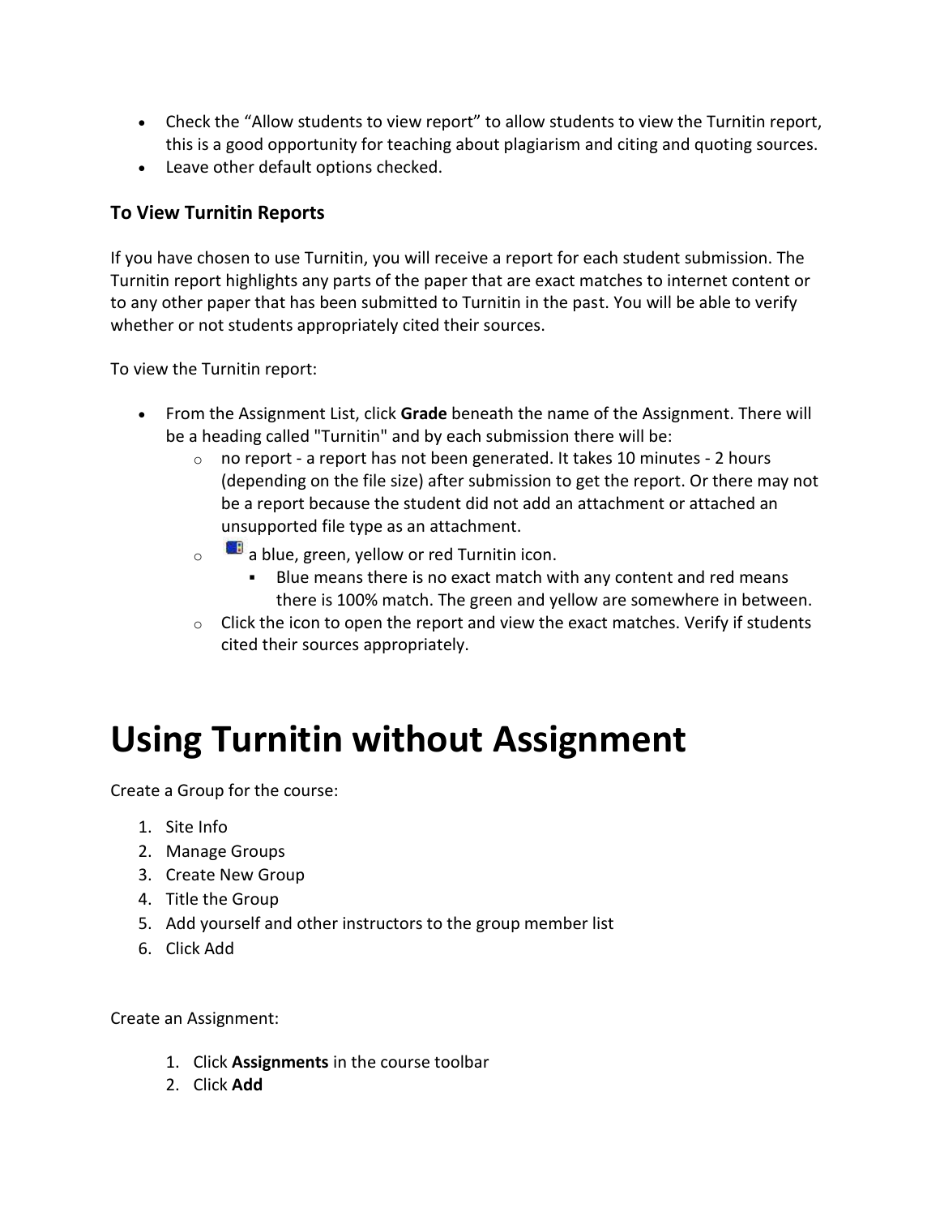- Check the "Allow students to view report" to allow students to view the Turnitin report, this is a good opportunity for teaching about plagiarism and citing and quoting sources.
- Leave other default options checked.

### To View Turnitin Reports

If you have chosen to use Turnitin, you will receive a report for each student submission. The Turnitin report highlights any parts of the paper that are exact matches to internet content or to any other paper that has been submitted to Turnitin in the past. You will be able to verify whether or not students appropriately cited their sources.

To view the Turnitin report:

- From the Assignment List, click **Grade** beneath the name of the Assignment. There will be a heading called "Turnitin" and by each submission there will be:
  - no report - a report has not been generated. It takes 10 minutes - 2 hours (depending on the file size) after submission to get the report. Or there may not be a report because the student did not add an attachment or attached an unsupported file type as an attachment.
  - a blue, green, yellow or red Turnitin icon.
    - Blue means there is no exact match with any content and red means there is 100% match. The green and yellow are somewhere in between.
  - Click the icon to open the report and view the exact matches. Verify if students cited their sources appropriately.

# Using Turnitin without Assignment

Create a Group for the course:

1. Site Info
2. Manage Groups
3. Create New Group
4. Title the Group
5. Add yourself and other instructors to the group member list
6. Click Add

Create an Assignment:

1. Click **Assignments** in the course toolbar
2. Click **Add**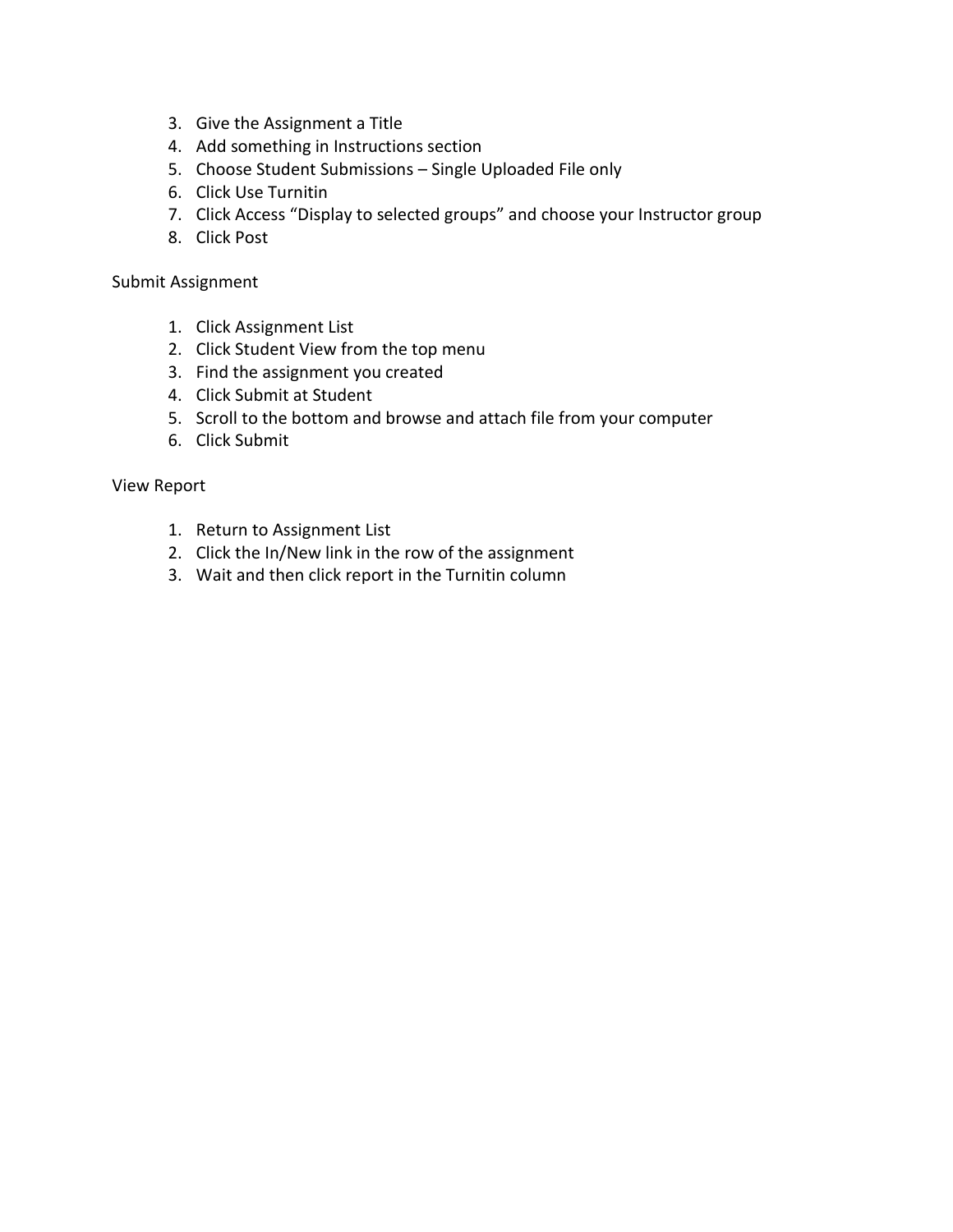3. Give the Assignment a Title
4. Add something in Instructions section
5. Choose Student Submissions – Single Uploaded File only
6. Click Use Turnitin
7. Click Access “Display to selected groups” and choose your Instructor group
8. Click Post

Submit Assignment

1. Click Assignment List
2. Click Student View from the top menu
3. Find the assignment you created
4. Click Submit at Student
5. Scroll to the bottom and browse and attach file from your computer
6. Click Submit

View Report

1. Return to Assignment List
2. Click the In/New link in the row of the assignment
3. Wait and then click report in the Turnitin column